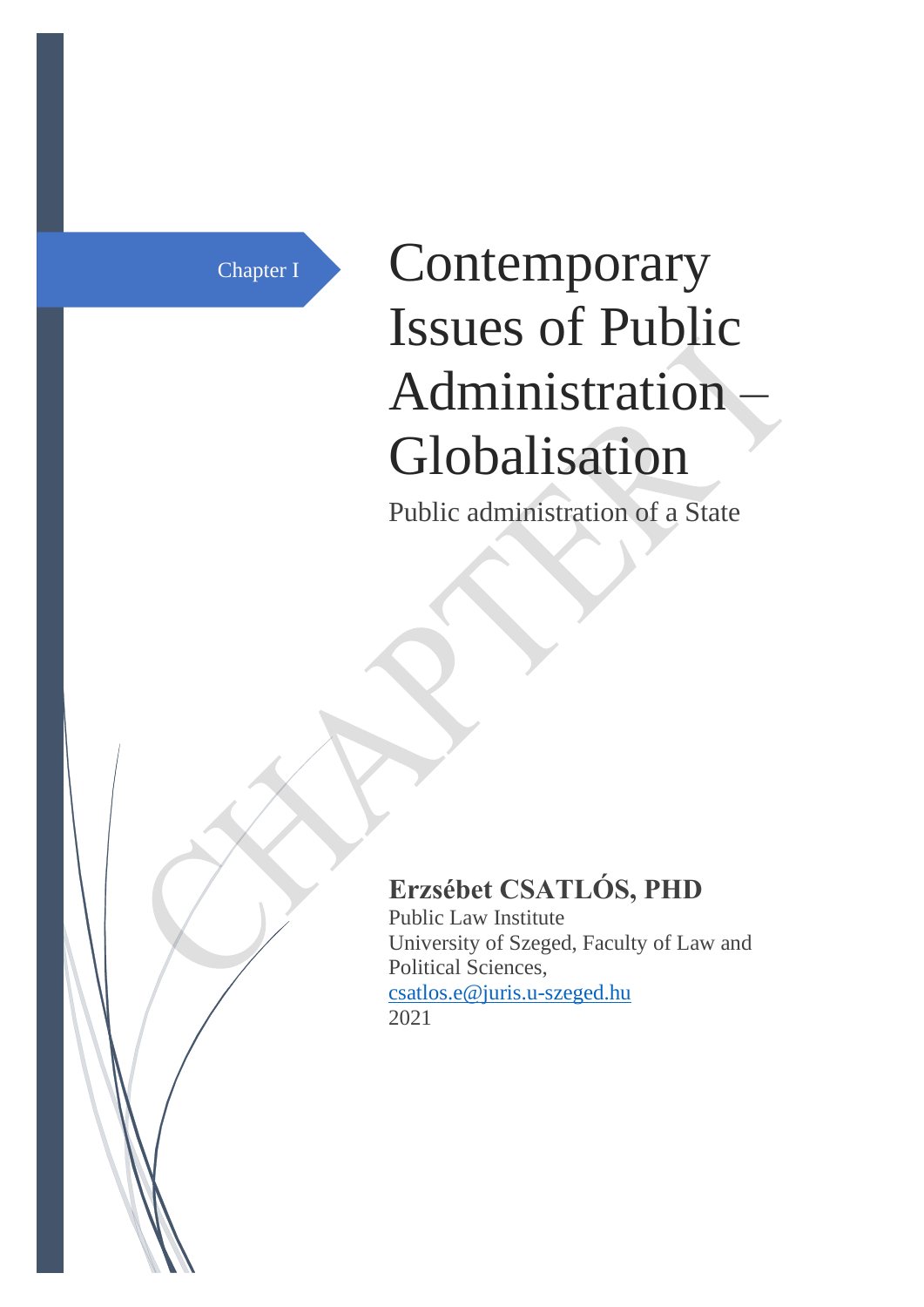Chapter I

# Contemporary Issues of Public Administration – Globalisation

Public administration of a State

**Erzsébet CSATLÓS, PHD**

Public Law Institute
University of Szeged, Faculty of Law and Political Sciences,
csatlos.e@juris.u-szeged.hu
2021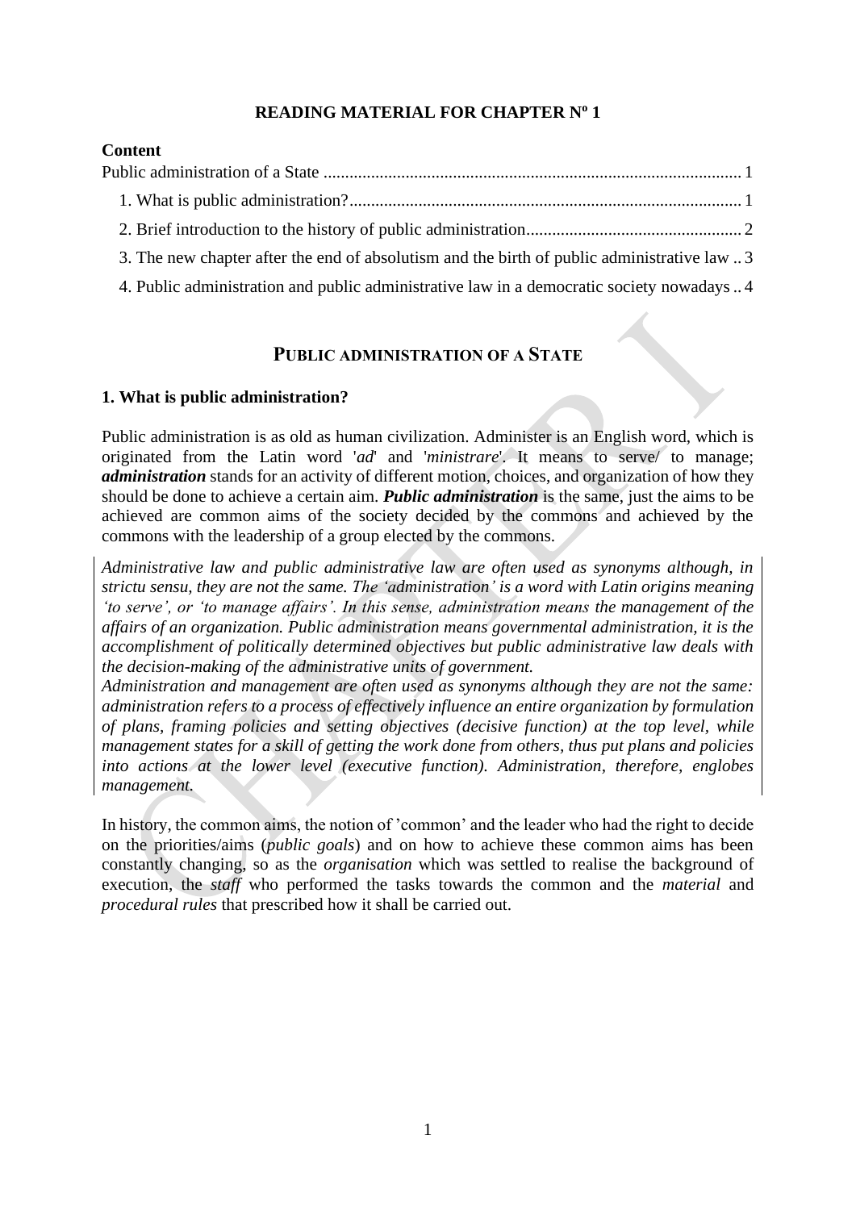**READING MATERIAL FOR CHAPTER Nº 1**

**Content**

Public administration of a State ................................................................................................ 1

1. What is public administration? .......................................................................................... 1
2. Brief introduction to the history of public administration .................................................. 2
3. The new chapter after the end of absolutism and the birth of public administrative law .. 3
4. Public administration and public administrative law in a democratic society nowadays .. 4

# PUBLIC ADMINISTRATION OF A STATE

## 1. What is public administration?

Public administration is as old as human civilization. Administer is an English word, which is originated from the Latin word '*ad*' and '*ministrare*'. It means to serve/ to manage; ***administration*** stands for an activity of different motion, choices, and organization of how they should be done to achieve a certain aim. ***Public administration*** is the same, just the aims to be achieved are common aims of the society decided by the commons and achieved by the commons with the leadership of a group elected by the commons.

*Administrative law and public administrative law are often used as synonyms although, in strictu sensu, they are not the same. The 'administration' is a word with Latin origins meaning 'to serve', or 'to manage affairs'. In this sense, administration means the management of the affairs of an organization. Public administration means governmental administration, it is the accomplishment of politically determined objectives but public administrative law deals with the decision-making of the administrative units of government.*
*Administration and management are often used as synonyms although they are not the same: administration refers to a process of effectively influence an entire organization by formulation of plans, framing policies and setting objectives (decisive function) at the top level, while management states for a skill of getting the work done from others, thus put plans and policies into actions at the lower level (executive function). Administration, therefore, englobes management.*

In history, the common aims, the notion of 'common' and the leader who had the right to decide on the priorities/aims (*public goals*) and on how to achieve these common aims has been constantly changing, so as the *organisation* which was settled to realise the background of execution, the *staff* who performed the tasks towards the common and the *material* and *procedural rules* that prescribed how it shall be carried out.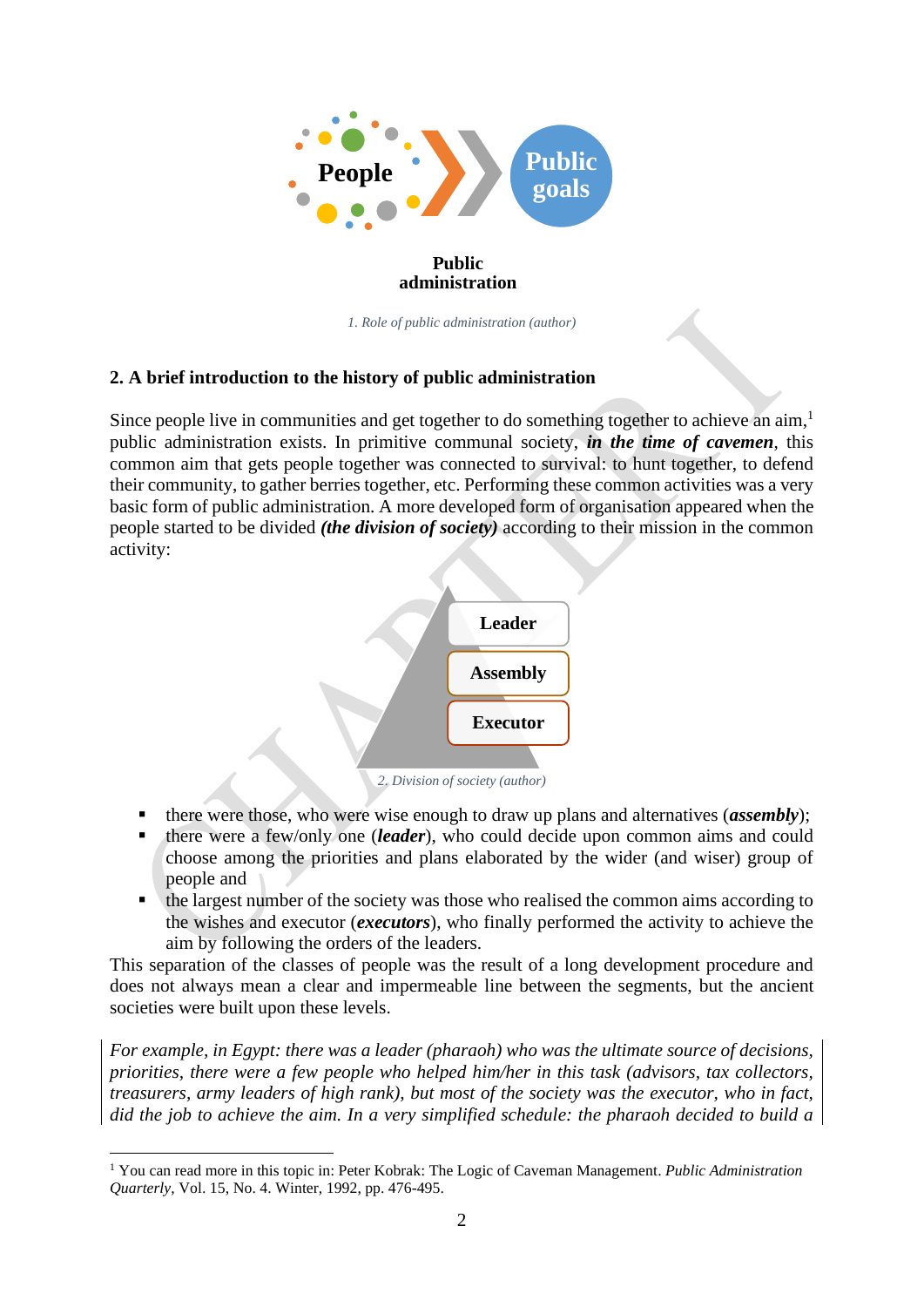People

Public goals

Public administration

1. Role of public administration (author)

## 2. A brief introduction to the history of public administration

Since people live in communities and get together to do something together to achieve an aim,[1] public administration exists. In primitive communal society, ***in the time of cavemen***, this common aim that gets people together was connected to survival: to hunt together, to defend their community, to gather berries together, etc. Performing these common activities was a very basic form of public administration. A more developed form of organisation appeared when the people started to be divided ***(the division of society)*** according to their mission in the common activity:

Leader

Assembly

Executor

2. Division of society (author)

- there were those, who were wise enough to draw up plans and alternatives (***assembly***);
- there were a few/only one (***leader***), who could decide upon common aims and could choose among the priorities and plans elaborated by the wider (and wiser) group of people and
- the largest number of the society was those who realised the common aims according to the wishes and executor (***executors***), who finally performed the activity to achieve the aim by following the orders of the leaders.

This separation of the classes of people was the result of a long development procedure and does not always mean a clear and impermeable line between the segments, but the ancient societies were built upon these levels.

*For example, in Egypt: there was a leader (pharaoh) who was the ultimate source of decisions, priorities, there were a few people who helped him/her in this task (advisors, tax collectors, treasurers, army leaders of high rank), but most of the society was the executor, who in fact, did the job to achieve the aim. In a very simplified schedule: the pharaoh decided to build a*

[1] You can read more in this topic in: Peter Kobrak: The Logic of Caveman Management. *Public Administration Quarterly*, Vol. 15, No. 4. Winter, 1992, pp. 476-495.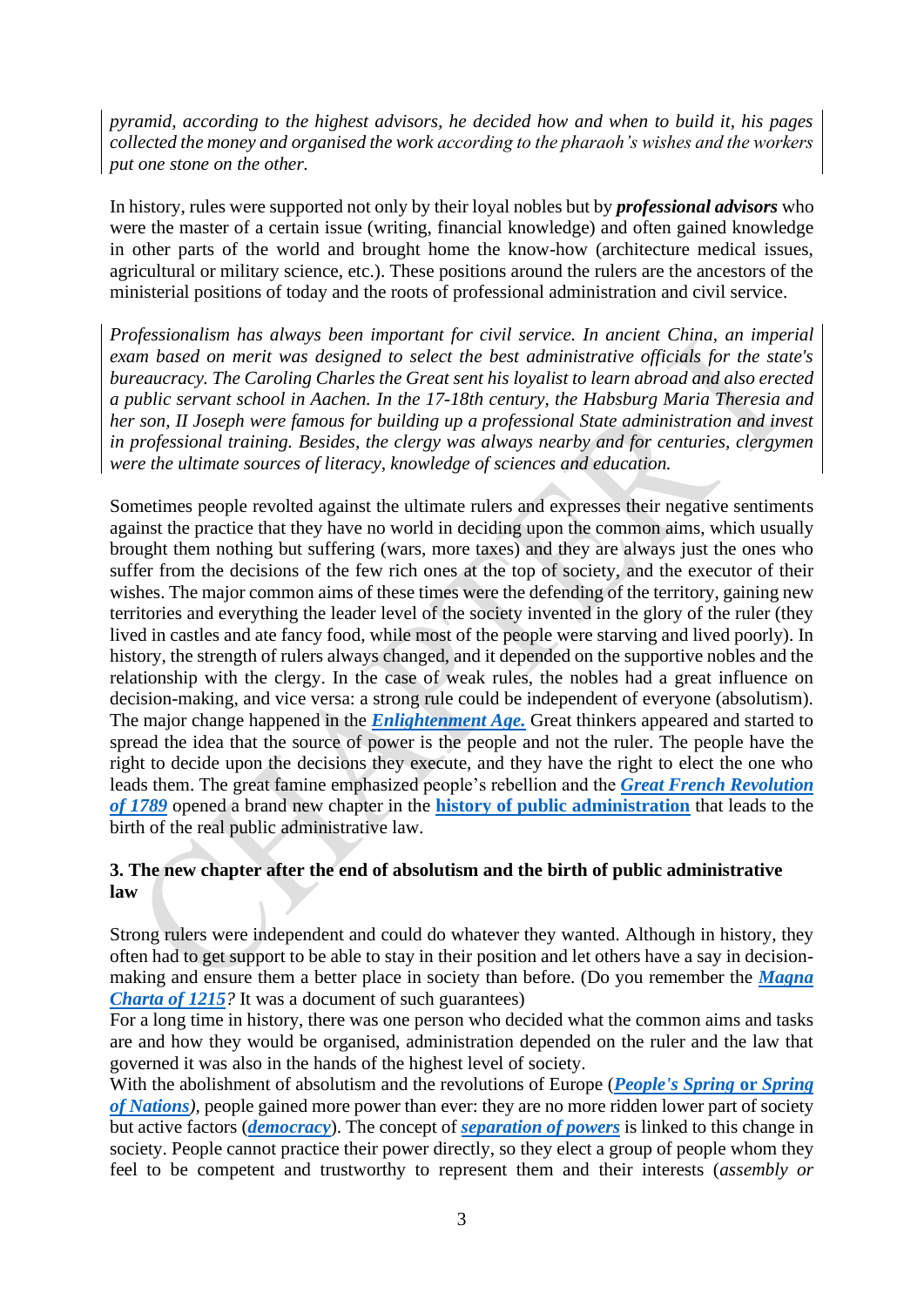*pyramid, according to the highest advisors, he decided how and when to build it, his pages collected the money and organised the work according to the pharaoh's wishes and the workers put one stone on the other.*

In history, rules were supported not only by their loyal nobles but by ***professional advisors*** who were the master of a certain issue (writing, financial knowledge) and often gained knowledge in other parts of the world and brought home the know-how (architecture medical issues, agricultural or military science, etc.). These positions around the rulers are the ancestors of the ministerial positions of today and the roots of professional administration and civil service.

*Professionalism has always been important for civil service. In ancient China, an imperial exam based on merit was designed to select the best administrative officials for the state's bureaucracy. The Caroling Charles the Great sent his loyalist to learn abroad and also erected a public servant school in Aachen. In the 17-18th century, the Habsburg Maria Theresia and her son, II Joseph were famous for building up a professional State administration and invest in professional training. Besides, the clergy was always nearby and for centuries, clergymen were the ultimate sources of literacy, knowledge of sciences and education.*

Sometimes people revolted against the ultimate rulers and expresses their negative sentiments against the practice that they have no world in deciding upon the common aims, which usually brought them nothing but suffering (wars, more taxes) and they are always just the ones who suffer from the decisions of the few rich ones at the top of society, and the executor of their wishes. The major common aims of these times were the defending of the territory, gaining new territories and everything the leader level of the society invented in the glory of the ruler (they lived in castles and ate fancy food, while most of the people were starving and lived poorly). In history, the strength of rulers always changed, and it depended on the supportive nobles and the relationship with the clergy. In the case of weak rules, the nobles had a great influence on decision-making, and vice versa: a strong rule could be independent of everyone (absolutism). The major change happened in the ***Enlightenment Age.*** Great thinkers appeared and started to spread the idea that the source of power is the people and not the ruler. The people have the right to decide upon the decisions they execute, and they have the right to elect the one who leads them. The great famine emphasized people's rebellion and the ***Great French Revolution of 1789*** opened a brand new chapter in the **history of public administration** that leads to the birth of the real public administrative law.

### 3. The new chapter after the end of absolutism and the birth of public administrative law

Strong rulers were independent and could do whatever they wanted. Although in history, they often had to get support to be able to stay in their position and let others have a say in decision-making and ensure them a better place in society than before. (Do you remember the ***Magna Charta of 1215***? It was a document of such guarantees)

For a long time in history, there was one person who decided what the common aims and tasks are and how they would be organised, administration depended on the ruler and the law that governed it was also in the hands of the highest level of society.

With the abolishment of absolutism and the revolutions of Europe (***People's Spring* or *Spring of Nations***), people gained more power than ever: they are no more ridden lower part of society but active factors (***democracy***). The concept of ***separation of powers*** is linked to this change in society. People cannot practice their power directly, so they elect a group of people whom they feel to be competent and trustworthy to represent them and their interests (*assembly or*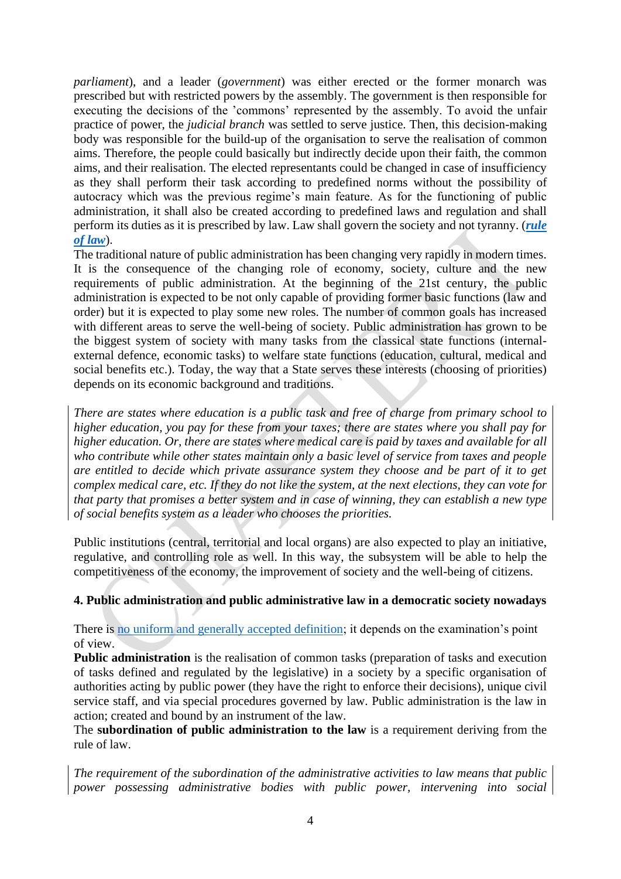*parliament*), and a leader (*government*) was either erected or the former monarch was prescribed but with restricted powers by the assembly. The government is then responsible for executing the decisions of the 'commons' represented by the assembly. To avoid the unfair practice of power, the *judicial branch* was settled to serve justice. Then, this decision-making body was responsible for the build-up of the organisation to serve the realisation of common aims. Therefore, the people could basically but indirectly decide upon their faith, the common aims, and their realisation. The elected representants could be changed in case of insufficiency as they shall perform their task according to predefined norms without the possibility of autocracy which was the previous regime's main feature. As for the functioning of public administration, it shall also be created according to predefined laws and regulation and shall perform its duties as it is prescribed by law. Law shall govern the society and not tyranny. (***rule of law***).

The traditional nature of public administration has been changing very rapidly in modern times. It is the consequence of the changing role of economy, society, culture and the new requirements of public administration. At the beginning of the 21st century, the public administration is expected to be not only capable of providing former basic functions (law and order) but it is expected to play some new roles. The number of common goals has increased with different areas to serve the well-being of society. Public administration has grown to be the biggest system of society with many tasks from the classical state functions (internal-external defence, economic tasks) to welfare state functions (education, cultural, medical and social benefits etc.). Today, the way that a State serves these interests (choosing of priorities) depends on its economic background and traditions.

*There are states where education is a public task and free of charge from primary school to higher education, you pay for these from your taxes; there are states where you shall pay for higher education. Or, there are states where medical care is paid by taxes and available for all who contribute while other states maintain only a basic level of service from taxes and people are entitled to decide which private assurance system they choose and be part of it to get complex medical care, etc. If they do not like the system, at the next elections, they can vote for that party that promises a better system and in case of winning, they can establish a new type of social benefits system as a leader who chooses the priorities.*

Public institutions (central, territorial and local organs) are also expected to play an initiative, regulative, and controlling role as well. In this way, the subsystem will be able to help the competitiveness of the economy, the improvement of society and the well-being of citizens.

## 4. Public administration and public administrative law in a democratic society nowadays

There is no uniform and generally accepted definition; it depends on the examination's point of view.

**Public administration** is the realisation of common tasks (preparation of tasks and execution of tasks defined and regulated by the legislative) in a society by a specific organisation of authorities acting by public power (they have the right to enforce their decisions), unique civil service staff, and via special procedures governed by law. Public administration is the law in action; created and bound by an instrument of the law.

The **subordination of public administration to the law** is a requirement deriving from the rule of law.

*The requirement of the subordination of the administrative activities to law means that public power possessing administrative bodies with public power, intervening into social*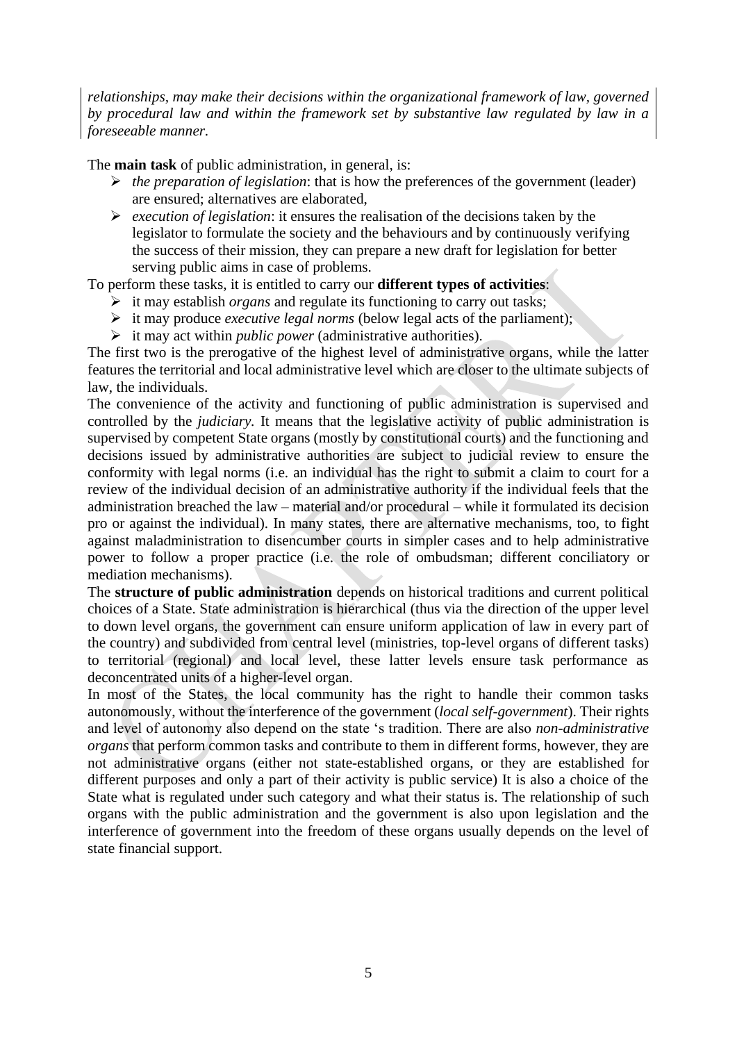*relationships, may make their decisions within the organizational framework of law, governed by procedural law and within the framework set by substantive law regulated by law in a foreseeable manner.*

The **main task** of public administration, in general, is:

- *the preparation of legislation*: that is how the preferences of the government (leader) are ensured; alternatives are elaborated,
- *execution of legislation*: it ensures the realisation of the decisions taken by the legislator to formulate the society and the behaviours and by continuously verifying the success of their mission, they can prepare a new draft for legislation for better serving public aims in case of problems.

To perform these tasks, it is entitled to carry our **different types of activities**:

- it may establish *organs* and regulate its functioning to carry out tasks;
- it may produce *executive legal norms* (below legal acts of the parliament);
- it may act within *public power* (administrative authorities).

The first two is the prerogative of the highest level of administrative organs, while the latter features the territorial and local administrative level which are closer to the ultimate subjects of law, the individuals.

The convenience of the activity and functioning of public administration is supervised and controlled by the *judiciary*. It means that the legislative activity of public administration is supervised by competent State organs (mostly by constitutional courts) and the functioning and decisions issued by administrative authorities are subject to judicial review to ensure the conformity with legal norms (i.e. an individual has the right to submit a claim to court for a review of the individual decision of an administrative authority if the individual feels that the administration breached the law – material and/or procedural – while it formulated its decision pro or against the individual). In many states, there are alternative mechanisms, too, to fight against maladministration to disencumber courts in simpler cases and to help administrative power to follow a proper practice (i.e. the role of ombudsman; different conciliatory or mediation mechanisms).

The **structure of public administration** depends on historical traditions and current political choices of a State. State administration is hierarchical (thus via the direction of the upper level to down level organs, the government can ensure uniform application of law in every part of the country) and subdivided from central level (ministries, top-level organs of different tasks) to territorial (regional) and local level, these latter levels ensure task performance as deconcentrated units of a higher-level organ.

In most of the States, the local community has the right to handle their common tasks autonomously, without the interference of the government (*local self-government*). Their rights and level of autonomy also depend on the state 's tradition. There are also *non-administrative organs* that perform common tasks and contribute to them in different forms, however, they are not administrative organs (either not state-established organs, or they are established for different purposes and only a part of their activity is public service) It is also a choice of the State what is regulated under such category and what their status is. The relationship of such organs with the public administration and the government is also upon legislation and the interference of government into the freedom of these organs usually depends on the level of state financial support.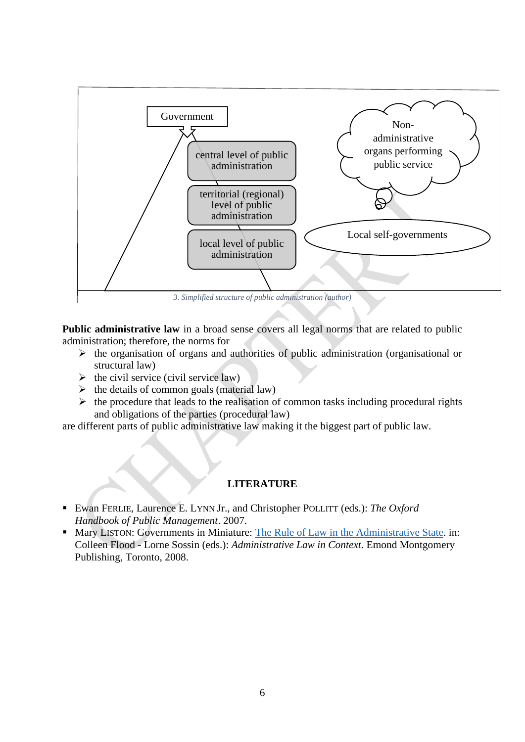Government

central level of public administration

territorial (regional) level of public administration

local level of public administration

Non-administrative organs performing public service

Local self-governments

*3. Simplified structure of public administration (author)*

**Public administrative law** in a broad sense covers all legal norms that are related to public administration; therefore, the norms for

- the organisation of organs and authorities of public administration (organisational or structural law)
- the civil service (civil service law)
- the details of common goals (material law)
- the procedure that leads to the realisation of common tasks including procedural rights and obligations of the parties (procedural law)

are different parts of public administrative law making it the biggest part of public law.

## LITERATURE

- Ewan FERLIE, Laurence E. LYNN Jr., and Christopher POLLITT (eds.): *The Oxford Handbook of Public Management*. 2007.
- Mary LISTON: Governments in Miniature: The Rule of Law in the Administrative State. in: Colleen Flood - Lorne Sossin (eds.): *Administrative Law in Context*. Emond Montgomery Publishing, Toronto, 2008.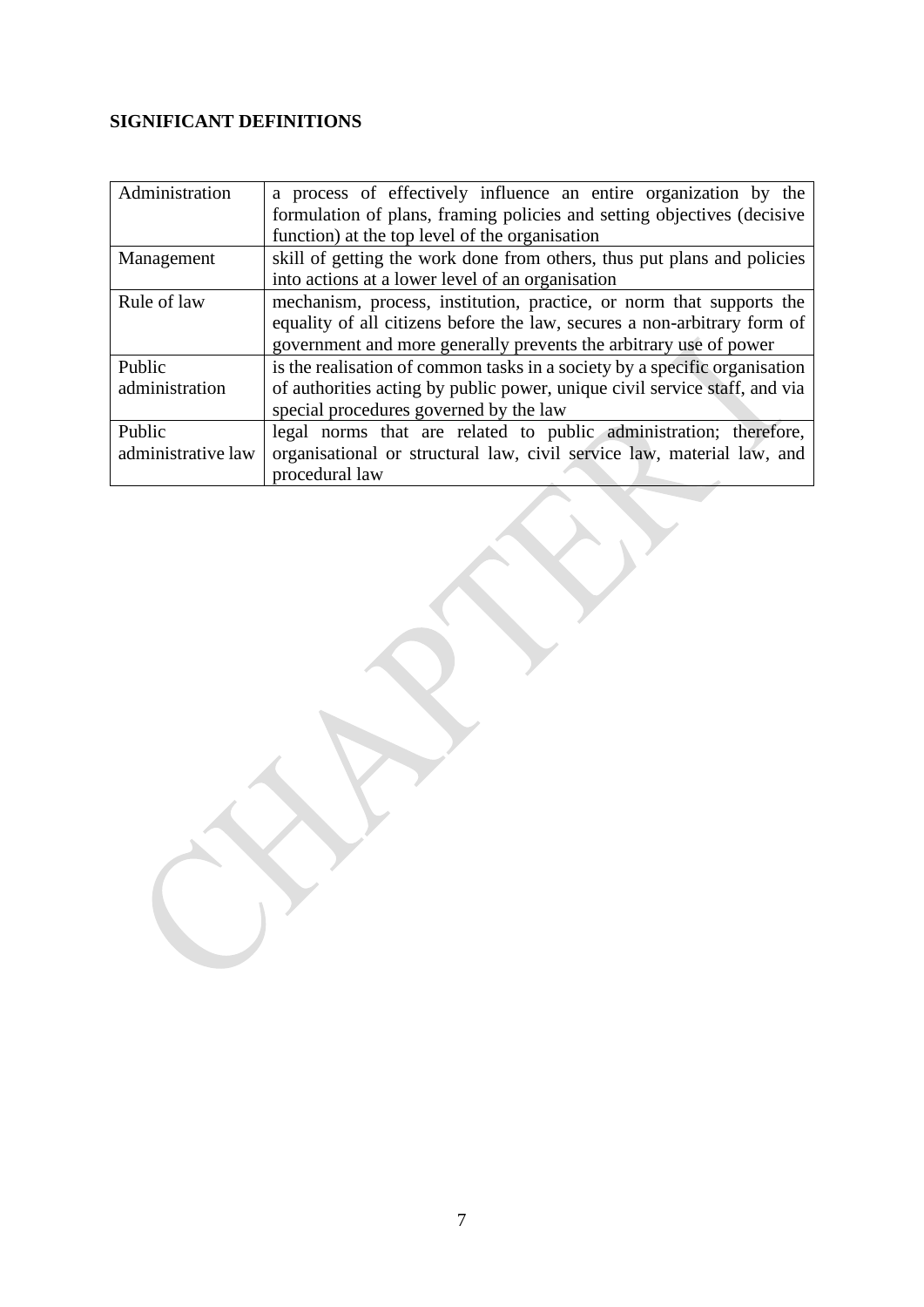**SIGNIFICANT DEFINITIONS**

| | |
|---|---|
| Administration | a process of effectively influence an entire organization by the formulation of plans, framing policies and setting objectives (decisive function) at the top level of the organisation |
| Management | skill of getting the work done from others, thus put plans and policies into actions at a lower level of an organisation |
| Rule of law | mechanism, process, institution, practice, or norm that supports the equality of all citizens before the law, secures a non-arbitrary form of government and more generally prevents the arbitrary use of power |
| Public administration | is the realisation of common tasks in a society by a specific organisation of authorities acting by public power, unique civil service staff, and via special procedures governed by the law |
| Public administrative law | legal norms that are related to public administration; therefore, organisational or structural law, civil service law, material law, and procedural law |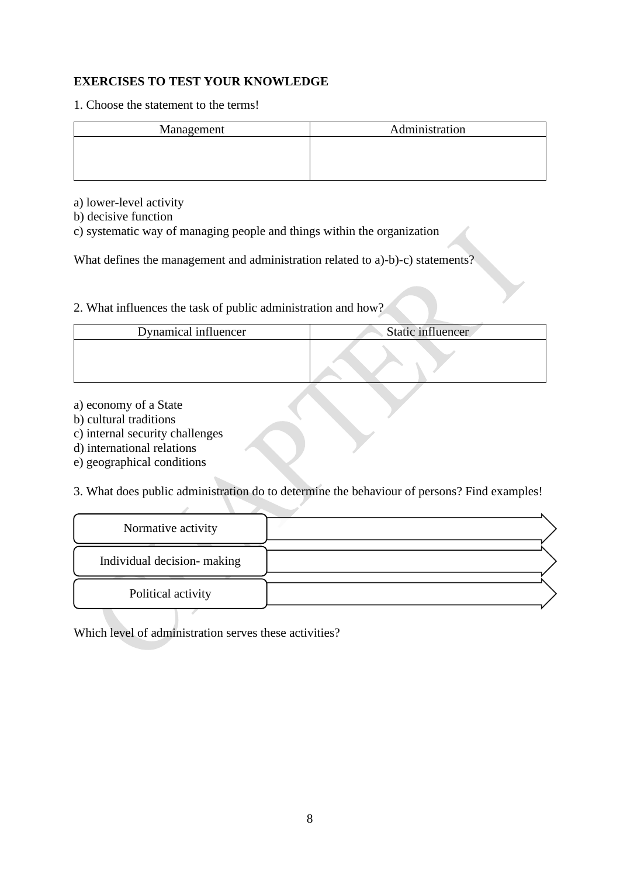**EXERCISES TO TEST YOUR KNOWLEDGE**

1. Choose the statement to the terms!

| Management | Administration |
| --- | --- |
| | |

a) lower-level activity
b) decisive function
c) systematic way of managing people and things within the organization

What defines the management and administration related to a)-b)-c) statements?

2. What influences the task of public administration and how?

| Dynamical influencer | Static influencer |
| --- | --- |
| | |

a) economy of a State
b) cultural traditions
c) internal security challenges
d) international relations
e) geographical conditions

3. What does public administration do to determine the behaviour of persons? Find examples!

| | |
| --- | --- |
| Normative activity | |
| Individual decision- making | |
| Political activity | |

Which level of administration serves these activities?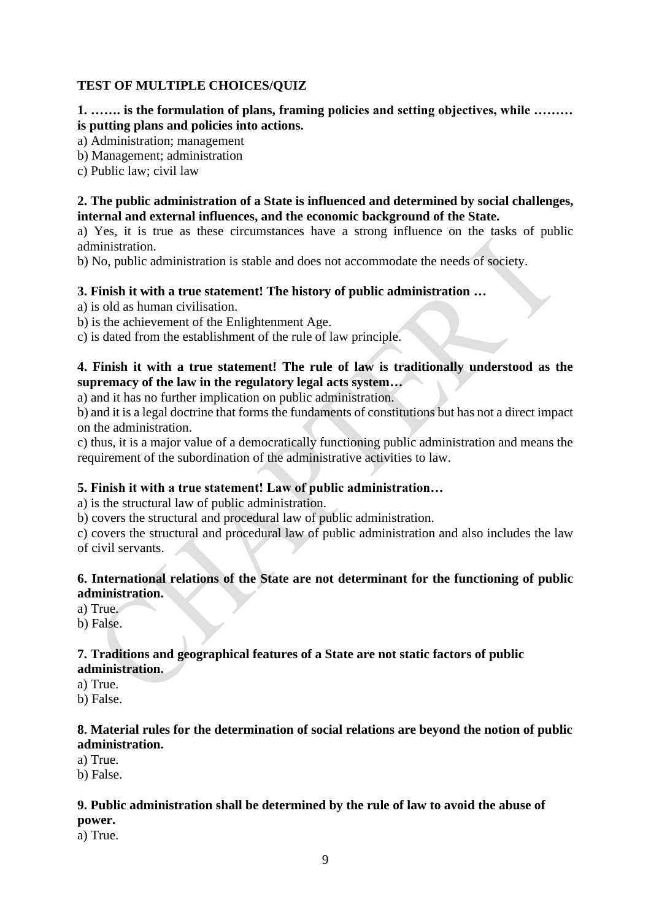**TEST OF MULTIPLE CHOICES/QUIZ**

**1. ……. is the formulation of plans, framing policies and setting objectives, while ……… is putting plans and policies into actions.**

a) Administration; management
b) Management; administration
c) Public law; civil law

**2. The public administration of a State is influenced and determined by social challenges, internal and external influences, and the economic background of the State.**

a) Yes, it is true as these circumstances have a strong influence on the tasks of public administration.
b) No, public administration is stable and does not accommodate the needs of society.

**3. Finish it with a true statement! The history of public administration …**

a) is old as human civilisation.
b) is the achievement of the Enlightenment Age.
c) is dated from the establishment of the rule of law principle.

**4. Finish it with a true statement! The rule of law is traditionally understood as the supremacy of the law in the regulatory legal acts system…**

a) and it has no further implication on public administration.
b) and it is a legal doctrine that forms the fundaments of constitutions but has not a direct impact on the administration.
c) thus, it is a major value of a democratically functioning public administration and means the requirement of the subordination of the administrative activities to law.

**5. Finish it with a true statement! Law of public administration…**

a) is the structural law of public administration.
b) covers the structural and procedural law of public administration.
c) covers the structural and procedural law of public administration and also includes the law of civil servants.

**6. International relations of the State are not determinant for the functioning of public administration.**

a) True.
b) False.

**7. Traditions and geographical features of a State are not static factors of public administration.**

a) True.
b) False.

**8. Material rules for the determination of social relations are beyond the notion of public administration.**

a) True.
b) False.

**9. Public administration shall be determined by the rule of law to avoid the abuse of power.**

a) True.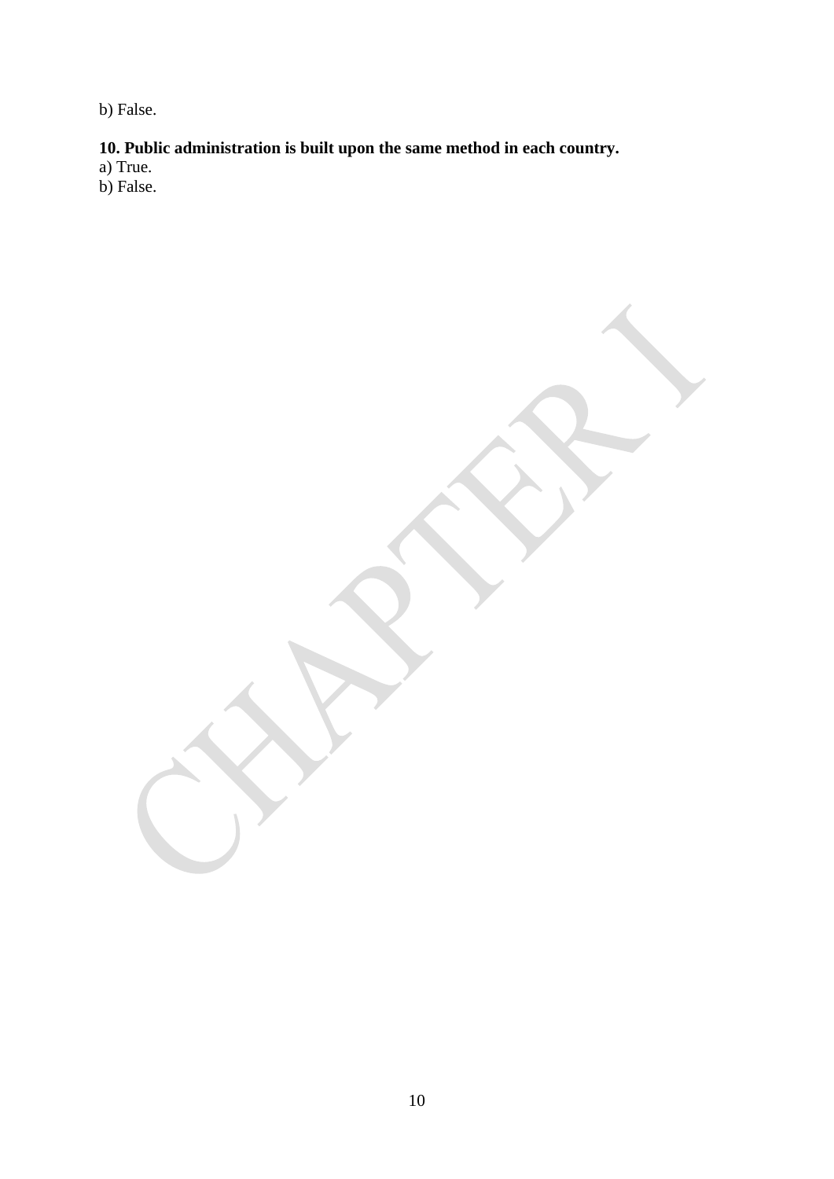b) False.

**10. Public administration is built upon the same method in each country.**

a) True.
b) False.